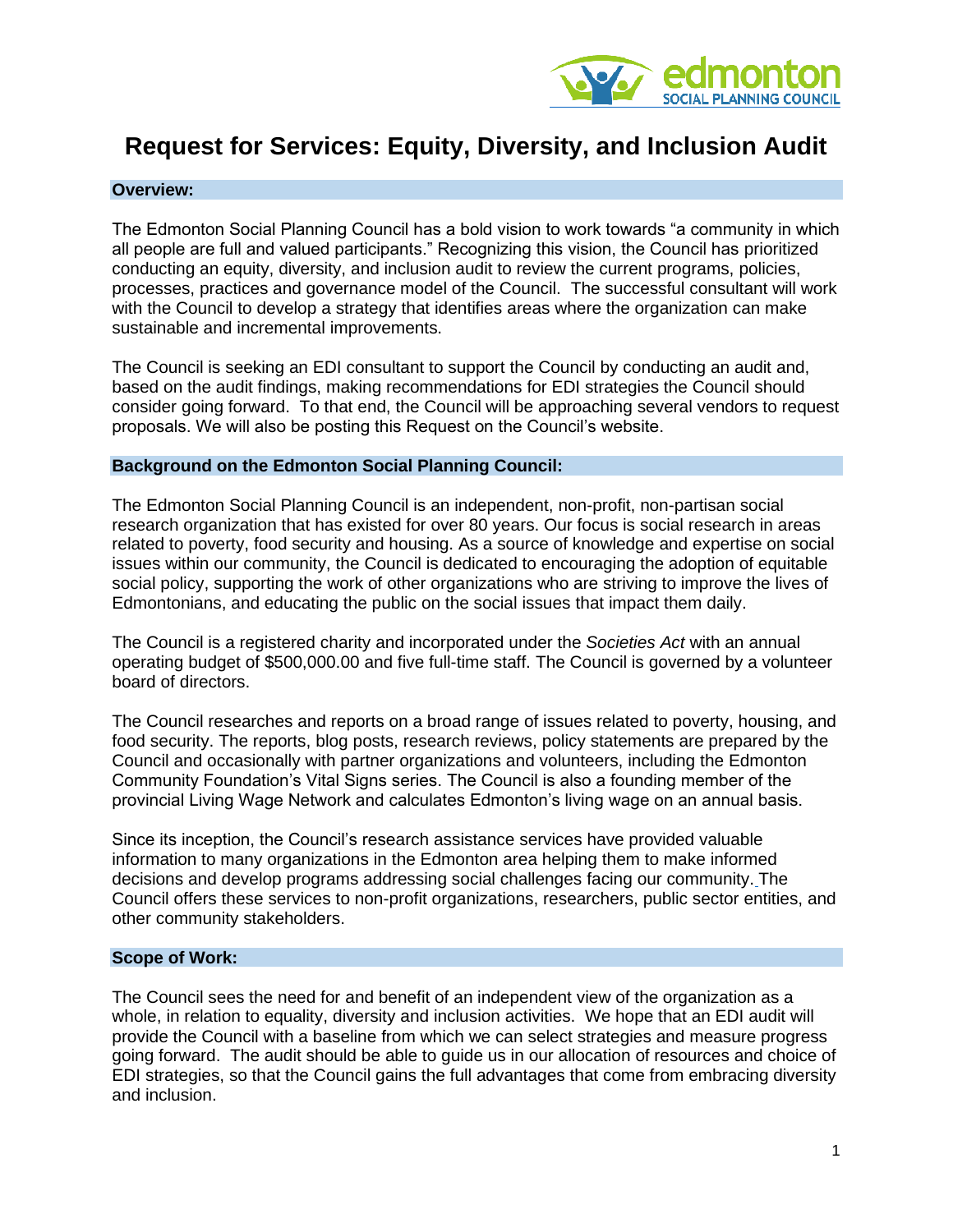# Request for Services: Equity, Diversity, and Inclusion Audit

## Overview:

The Edmonton Social Planning Council has a bold vision to work towards "a community in which all people are full and valued participants." Recognizing this vision, the Council has prioritized conducting an equity, diversity, and inclusion audit to review the current programs, policies, processes, practices and governance model of the Council. The successful consultant will work with the Council to develop a strategy that identifies areas where the organization can make sustainable and incremental improvements.

The Council is seeking an EDI consultant to support the Council by conducting an audit and, based on the audit findings, making recommendations for EDI strategies the Council should consider going forward. To that end, the Council will be approaching several vendors to request proposals. We will also be posting this Request on the Council's website.

## Background on the Edmonton Social Planning Council:

The Edmonton Social Planning Council is an independent, non-profit, non-partisan social research organization that has existed for over 80 years. Our focus is social research in areas related to poverty, food security and housing. As a source of knowledge and expertise on social issues within our community, the Council is dedicated to encouraging the adoption of equitable social policy, supporting the work of other organizations who are striving to improve the lives of Edmontonians, and educating the public on the social issues that impact them daily.

The Council is a registered charity and incorporated under the *Societies Act* with an annual operating budget of $500,000.00 and five full-time staff. The Council is governed by a volunteer board of directors.

The Council researches and reports on a broad range of issues related to poverty, housing, and food security. The reports, blog posts, research reviews, policy statements are prepared by the Council and occasionally with partner organizations and volunteers, including the Edmonton Community Foundation's Vital Signs series. The Council is also a founding member of the provincial Living Wage Network and calculates Edmonton's living wage on an annual basis.

Since its inception, the Council's research assistance services have provided valuable information to many organizations in the Edmonton area helping them to make informed decisions and develop programs addressing social challenges facing our community. The Council offers these services to non-profit organizations, researchers, public sector entities, and other community stakeholders.

## Scope of Work:

The Council sees the need for and benefit of an independent view of the organization as a whole, in relation to equality, diversity and inclusion activities. We hope that an EDI audit will provide the Council with a baseline from which we can select strategies and measure progress going forward. The audit should be able to guide us in our allocation of resources and choice of EDI strategies, so that the Council gains the full advantages that come from embracing diversity and inclusion.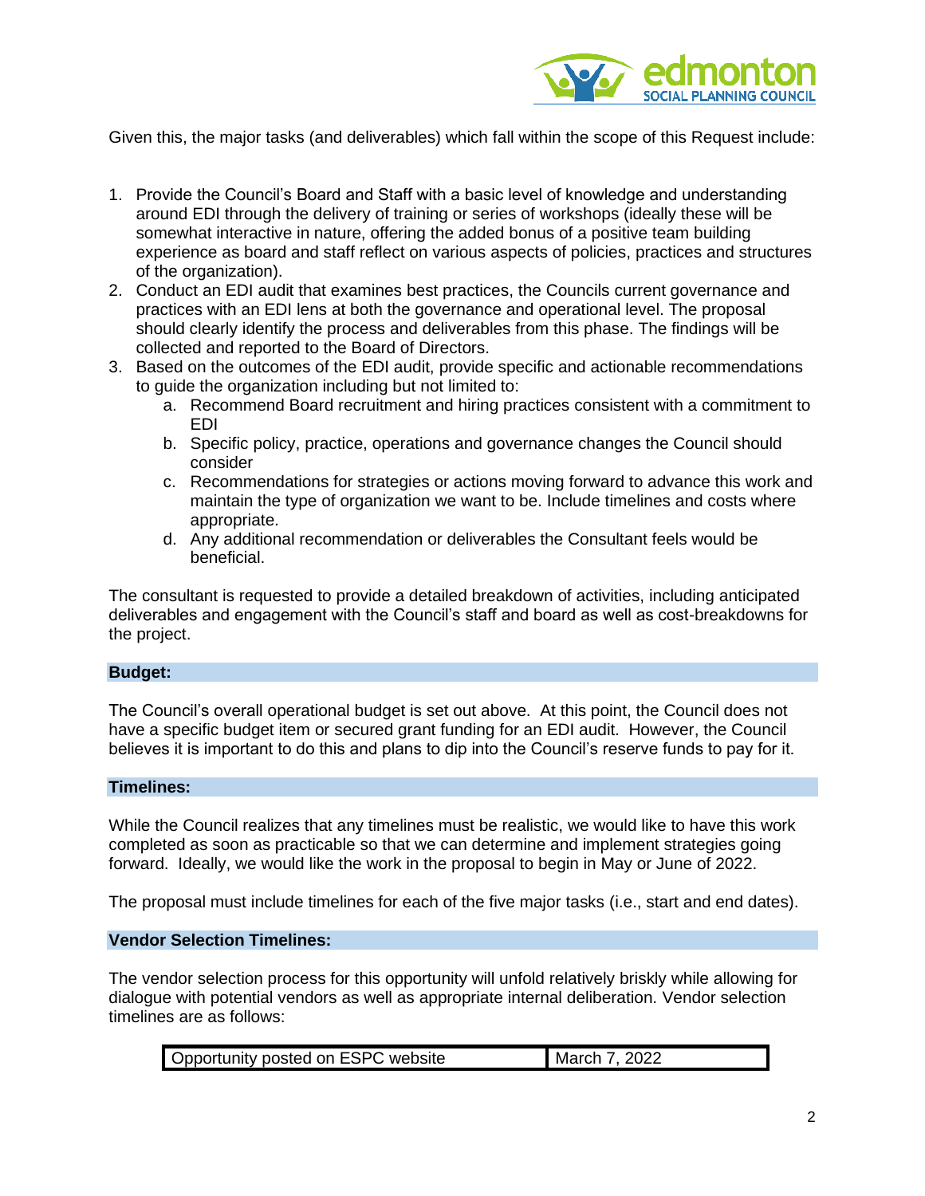Given this, the major tasks (and deliverables) which fall within the scope of this Request include:

1. Provide the Council's Board and Staff with a basic level of knowledge and understanding around EDI through the delivery of training or series of workshops (ideally these will be somewhat interactive in nature, offering the added bonus of a positive team building experience as board and staff reflect on various aspects of policies, practices and structures of the organization).
2. Conduct an EDI audit that examines best practices, the Councils current governance and practices with an EDI lens at both the governance and operational level. The proposal should clearly identify the process and deliverables from this phase. The findings will be collected and reported to the Board of Directors.
3. Based on the outcomes of the EDI audit, provide specific and actionable recommendations to guide the organization including but not limited to:
   a. Recommend Board recruitment and hiring practices consistent with a commitment to EDI
   b. Specific policy, practice, operations and governance changes the Council should consider
   c. Recommendations for strategies or actions moving forward to advance this work and maintain the type of organization we want to be. Include timelines and costs where appropriate.
   d. Any additional recommendation or deliverables the Consultant feels would be beneficial.

The consultant is requested to provide a detailed breakdown of activities, including anticipated deliverables and engagement with the Council's staff and board as well as cost-breakdowns for the project.

## Budget:

The Council's overall operational budget is set out above. At this point, the Council does not have a specific budget item or secured grant funding for an EDI audit. However, the Council believes it is important to do this and plans to dip into the Council's reserve funds to pay for it.

## Timelines:

While the Council realizes that any timelines must be realistic, we would like to have this work completed as soon as practicable so that we can determine and implement strategies going forward. Ideally, we would like the work in the proposal to begin in May or June of 2022.

The proposal must include timelines for each of the five major tasks (i.e., start and end dates).

## Vendor Selection Timelines:

The vendor selection process for this opportunity will unfold relatively briskly while allowing for dialogue with potential vendors as well as appropriate internal deliberation. Vendor selection timelines are as follows:

| | |
|---|---|
| Opportunity posted on ESPC website | March 7, 2022 |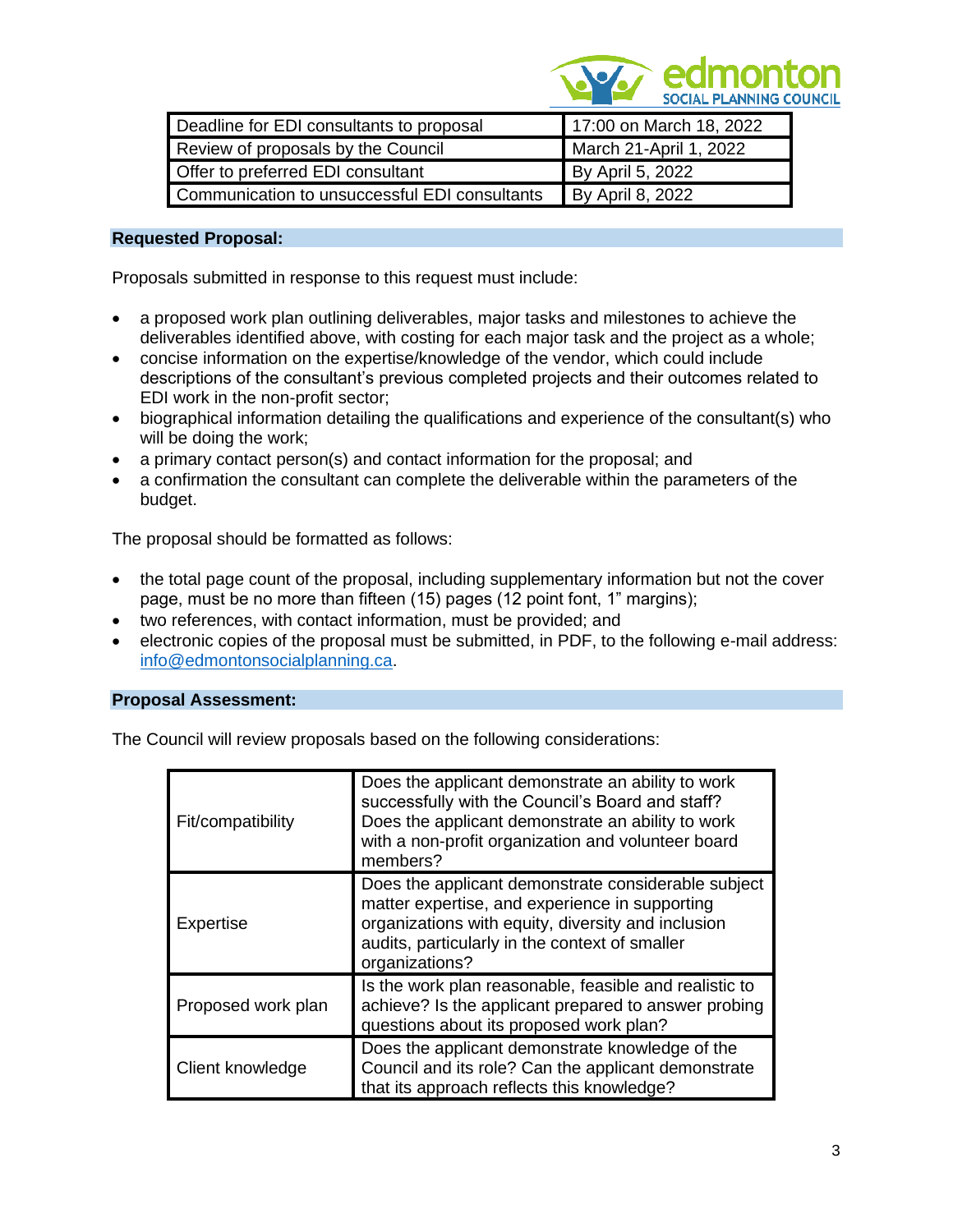| Deadline for EDI consultants to proposal | 17:00 on March 18, 2022 |
| --- | --- |
| Review of proposals by the Council | March 21-April 1, 2022 |
| Offer to preferred EDI consultant | By April 5, 2022 |
| Communication to unsuccessful EDI consultants | By April 8, 2022 |

**Requested Proposal:**

Proposals submitted in response to this request must include:

- a proposed work plan outlining deliverables, major tasks and milestones to achieve the deliverables identified above, with costing for each major task and the project as a whole;
- concise information on the expertise/knowledge of the vendor, which could include descriptions of the consultant's previous completed projects and their outcomes related to EDI work in the non-profit sector;
- biographical information detailing the qualifications and experience of the consultant(s) who will be doing the work;
- a primary contact person(s) and contact information for the proposal; and
- a confirmation the consultant can complete the deliverable within the parameters of the budget.

The proposal should be formatted as follows:

- the total page count of the proposal, including supplementary information but not the cover page, must be no more than fifteen (15) pages (12 point font, 1" margins);
- two references, with contact information, must be provided; and
- electronic copies of the proposal must be submitted, in PDF, to the following e-mail address: info@edmontonsocialplanning.ca.

**Proposal Assessment:**

The Council will review proposals based on the following considerations:

| Fit/compatibility | Does the applicant demonstrate an ability to work successfully with the Council's Board and staff? Does the applicant demonstrate an ability to work with a non-profit organization and volunteer board members? |
| --- | --- |
| Expertise | Does the applicant demonstrate considerable subject matter expertise, and experience in supporting organizations with equity, diversity and inclusion audits, particularly in the context of smaller organizations? |
| Proposed work plan | Is the work plan reasonable, feasible and realistic to achieve? Is the applicant prepared to answer probing questions about its proposed work plan? |
| Client knowledge | Does the applicant demonstrate knowledge of the Council and its role? Can the applicant demonstrate that its approach reflects this knowledge? |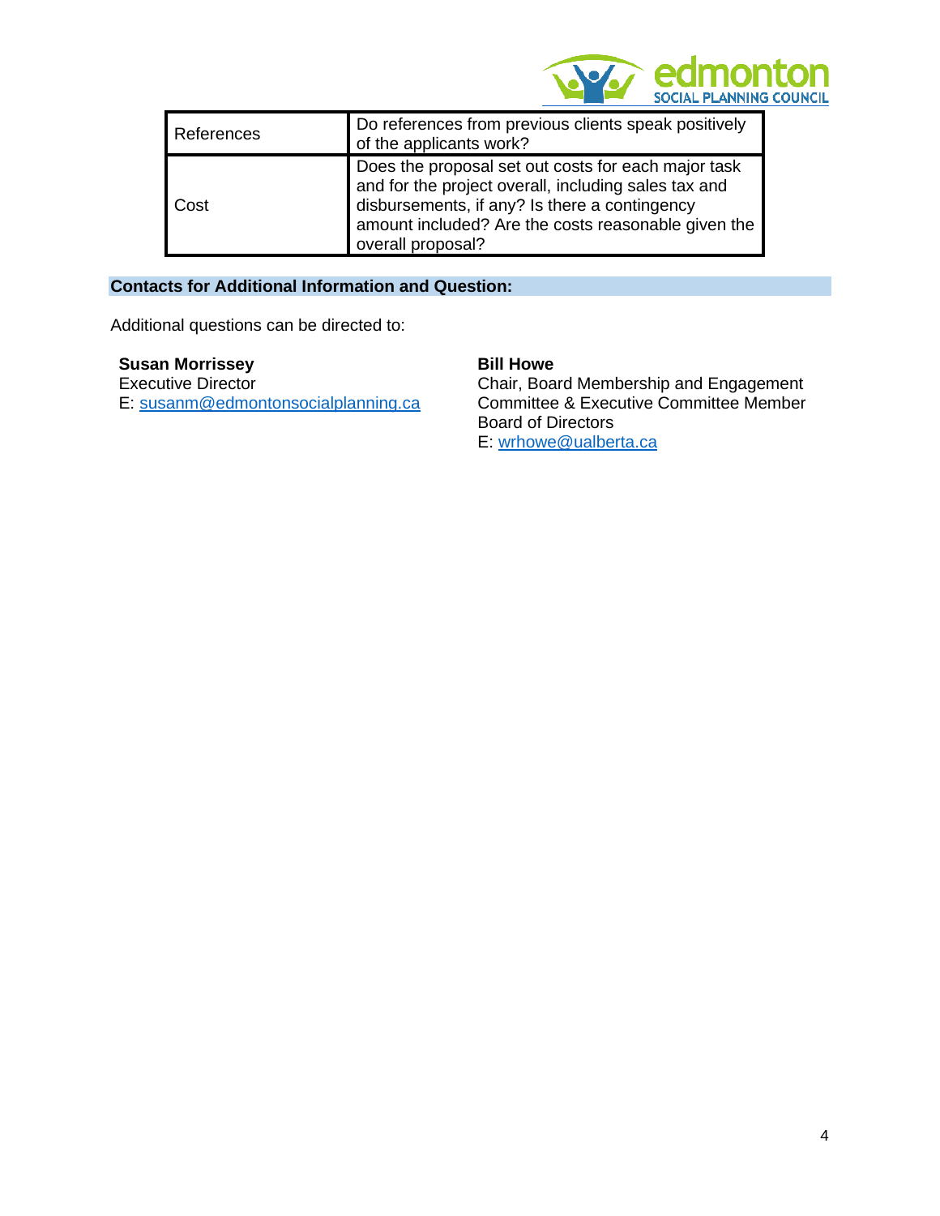| | |
|---|---|
| References | Do references from previous clients speak positively of the applicants work? |
| Cost | Does the proposal set out costs for each major task and for the project overall, including sales tax and disbursements, if any? Is there a contingency amount included? Are the costs reasonable given the overall proposal? |

## Contacts for Additional Information and Question:

Additional questions can be directed to:

**Susan Morrissey**
Executive Director
E: susanm@edmontonsocialplanning.ca

**Bill Howe**
Chair, Board Membership and Engagement Committee & Executive Committee Member
Board of Directors
E: wrhowe@ualberta.ca